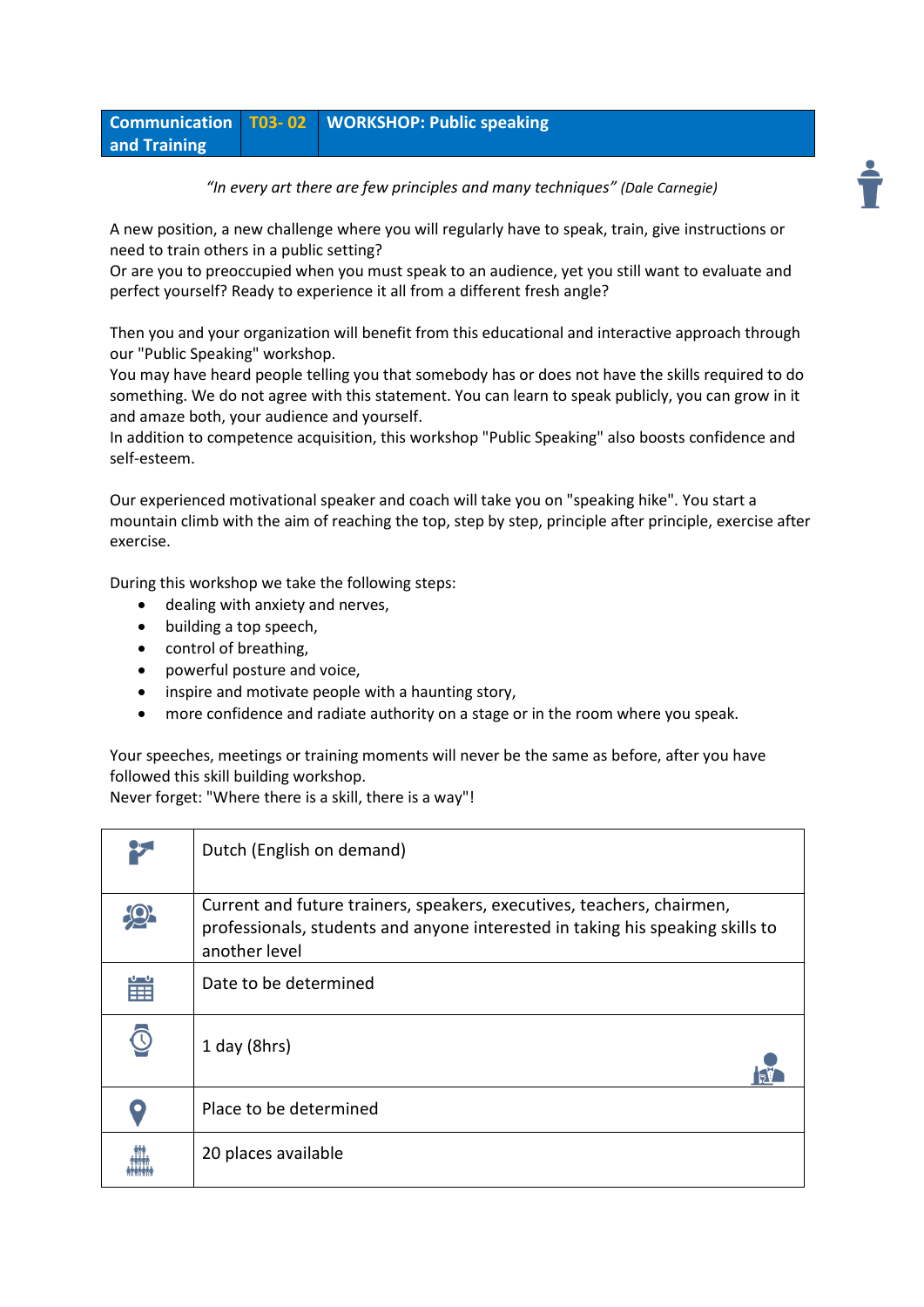| Communication and Training | T03- 02 | WORKSHOP: Public speaking |
|---|---|---|

*"In every art there are few principles and many techniques" (Dale Carnegie)*

A new position, a new challenge where you will regularly have to speak, train, give instructions or need to train others in a public setting?
Or are you to preoccupied when you must speak to an audience, yet you still want to evaluate and perfect yourself? Ready to experience it all from a different fresh angle?

Then you and your organization will benefit from this educational and interactive approach through our "Public Speaking" workshop.
You may have heard people telling you that somebody has or does not have the skills required to do something. We do not agree with this statement. You can learn to speak publicly, you can grow in it and amaze both, your audience and yourself.
In addition to competence acquisition, this workshop "Public Speaking" also boosts confidence and self-esteem.

Our experienced motivational speaker and coach will take you on "speaking hike". You start a mountain climb with the aim of reaching the top, step by step, principle after principle, exercise after exercise.

During this workshop we take the following steps:

- dealing with anxiety and nerves,
- building a top speech,
- control of breathing,
- powerful posture and voice,
- inspire and motivate people with a haunting story,
- more confidence and radiate authority on a stage or in the room where you speak.

Your speeches, meetings or training moments will never be the same as before, after you have followed this skill building workshop.
Never forget: "Where there is a skill, there is a way"!

| | |
|---|---|
| | Dutch (English on demand) |
| | Current and future trainers, speakers, executives, teachers, chairmen, professionals, students and anyone interested in taking his speaking skills to another level |
| | Date to be determined |
| | 1 day (8hrs) |
| | Place to be determined |
| | 20 places available |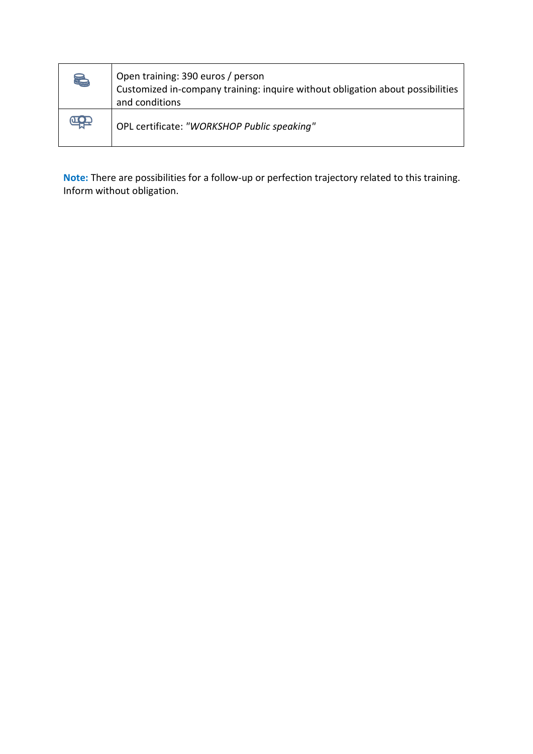| | |
|---|---|
| | Open training: 390 euros / person<br>Customized in-company training: inquire without obligation about possibilities and conditions |
| | OPL certificate: *"WORKSHOP Public speaking"* |

**Note:** There are possibilities for a follow-up or perfection trajectory related to this training. Inform without obligation.